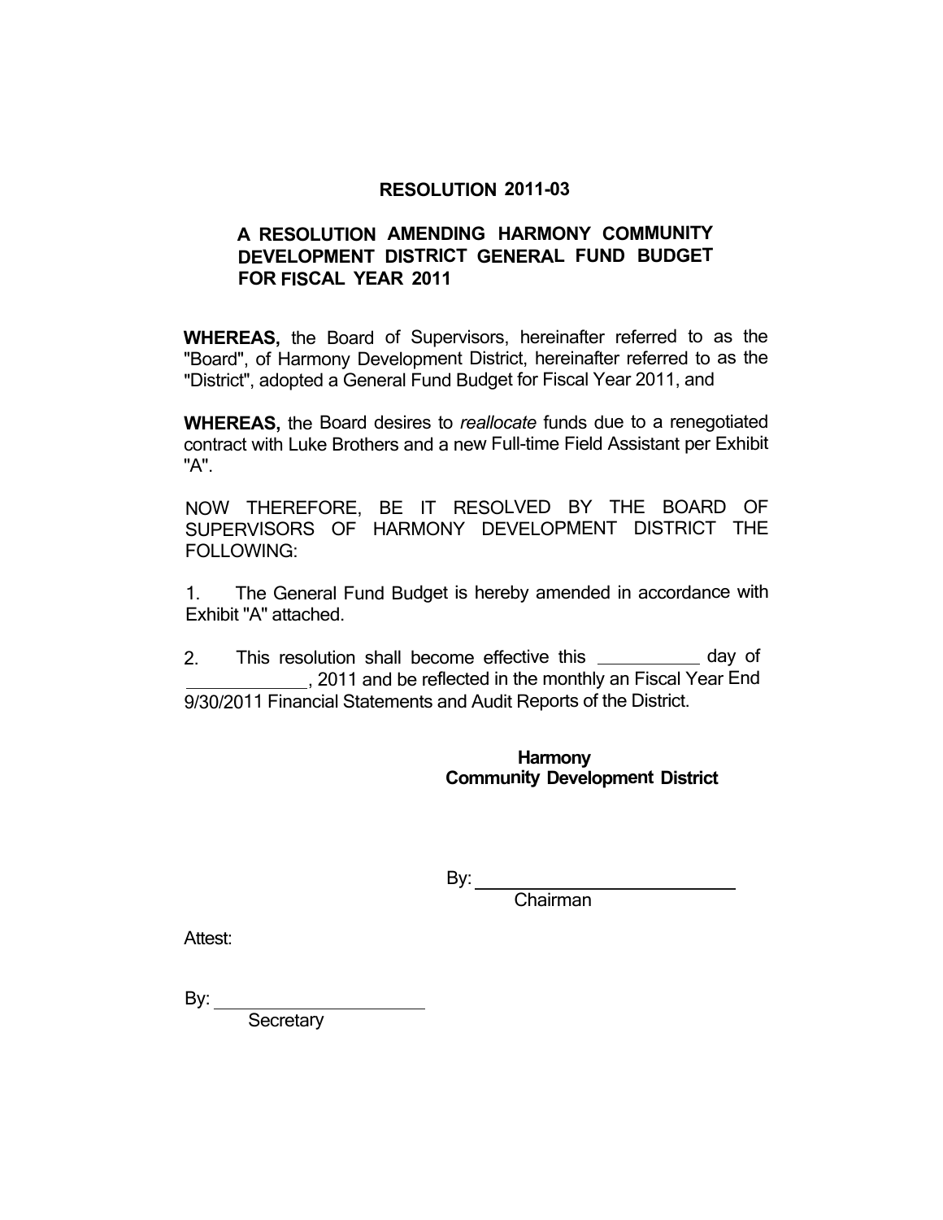# RESOLUTION 2011-03

## A RESOLUTION AMENDING HARMONY COMMUNITY DEVELOPMENT DISTRICT GENERAL FUND BUDGET FOR FISCAL YEAR 2011

**WHEREAS,** the Board of Supervisors, hereinafter referred to as the "Board", of Harmony Development District, hereinafter referred to as the "District", adopted a General Fund Budget for Fiscal Year 2011, and

**WHEREAS,** the Board desires to *reallocate* funds due to a renegotiated contract with Luke Brothers and a new Full-time Field Assistant per Exhibit "A".

NOW THEREFORE, BE IT RESOLVED BY THE BOARD OF SUPERVISORS OF HARMONY DEVELOPMENT DISTRICT THE FOLLOWING:

1. The General Fund Budget is hereby amended in accordance with Exhibit "A" attached.

2. This resolution shall become effective this __________ day of ____________, 2011 and be reflected in the monthly an Fiscal Year End 9/30/2011 Financial Statements and Audit Reports of the District.

**Harmony**
**Community Development District**

By: ___________________________
Chairman

Attest:

By: ______________________
Secretary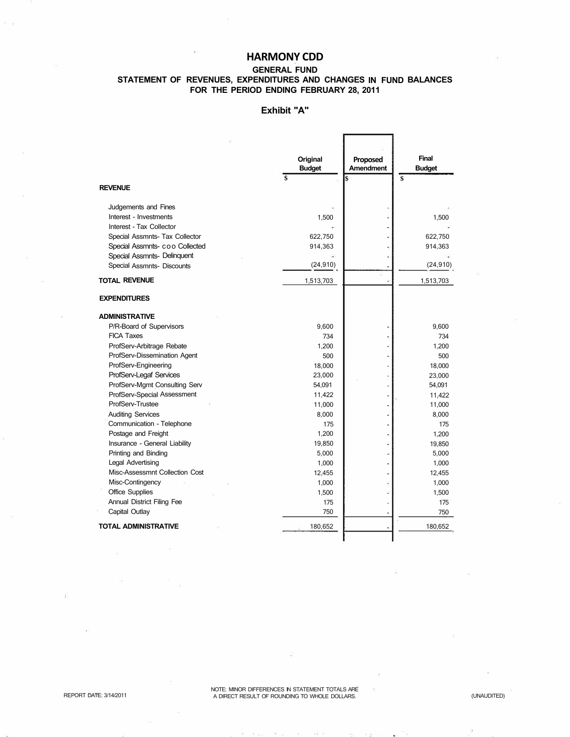# HARMONY CDD

## GENERAL FUND

### STATEMENT OF REVENUES, EXPENDITURES AND CHANGES IN FUND BALANCES
### FOR THE PERIOD ENDING FEBRUARY 28, 2011

### Exhibit "A"

| | Original Budget | Proposed Amendment | Final Budget |
|---|---|---|---|
| | $ | $ | $ |
| **REVENUE** | | | |
| Judgements and Fines | - | - | - |
| Interest - Investments | 1,500 | - | 1,500 |
| Interest - Tax Collector | - | - | - |
| Special Assmnts- Tax Collector | 622,750 | - | 622,750 |
| Special Assmnts- c o o Collected | 914,363 | - | 914,363 |
| Special Assmnts- Delinquent | - | - | - |
| Special Assmnts- Discounts | (24,910) | - | (24,910) |
| **TOTAL REVENUE** | 1,513,703 | - | 1,513,703 |
| **EXPENDITURES** | | | |
| **ADMINISTRATIVE** | | | |
| P/R-Board of Supervisors | 9,600 | - | 9,600 |
| FICA Taxes | 734 | - | 734 |
| ProfServ-Arbitrage Rebate | 1,200 | - | 1,200 |
| ProfServ-Dissemination Agent | 500 | - | 500 |
| ProfServ-Engineering | 18,000 | - | 18,000 |
| ProfServ-Legaf Services | 23,000 | - | 23,000 |
| ProfServ-Mgmt Consulting Serv | 54,091 | - | 54,091 |
| ProfServ-Special Assessment | 11,422 | - | 11,422 |
| ProfServ-Trustee | 11,000 | - | 11,000 |
| Auditing Services | 8,000 | - | 8,000 |
| Communication - Telephone | 175 | - | 175 |
| Postage and Freight | 1,200 | - | 1,200 |
| Insurance - General Liability | 19,850 | - | 19,850 |
| Printing and Binding | 5,000 | - | 5,000 |
| Legal Advertising | 1,000 | - | 1,000 |
| Misc-Assessmnt Collection Cost | 12,455 | - | 12,455 |
| Misc-Contingency | 1,000 | - | 1,000 |
| Office Supplies | 1,500 | - | 1,500 |
| Annual District Filing Fee | 175 | - | 175 |
| Capital Outlay | 750 | - | 750 |
| **TOTAL ADMINISTRATIVE** | 180,652 | - | 180,652 |

REPORT DATE: 3/14/2011

NOTE: MINOR DIFFERENCES IN STATEMENT TOTALS ARE A DIRECT RESULT OF ROUNDING TO WHOLE DOLLARS.

(UNAUDITED)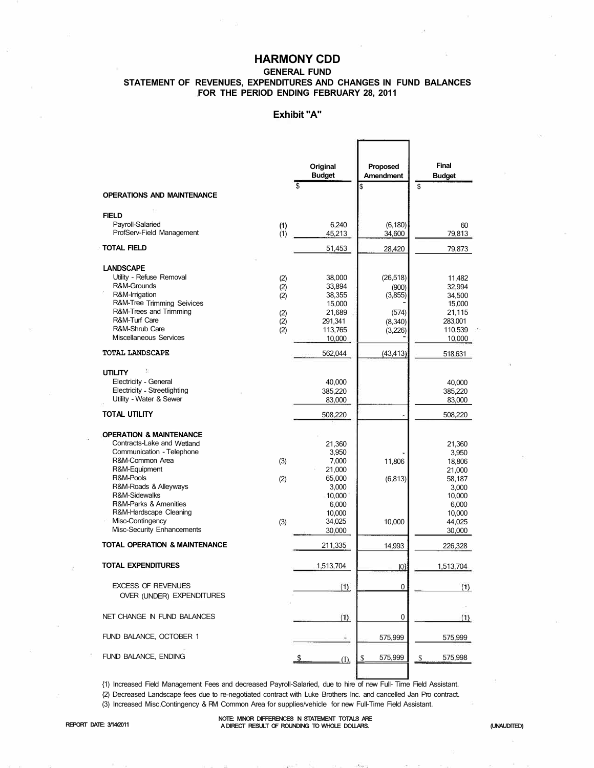# HARMONY CDD

## GENERAL FUND

## STATEMENT OF REVENUES, EXPENDITURES AND CHANGES IN FUND BALANCES FOR THE PERIOD ENDING FEBRUARY 28, 2011

### Exhibit "A"

| | | Original Budget | Proposed Amendment | Final Budget |
|---|---|---|---|---|
| | | $ | $ | $ |
| **OPERATIONS AND MAINTENANCE** | | | | |
| **FIELD** | | | | |
| Payroll-Salaried | (1) | 6,240 | (6,180) | 60 |
| ProfServ-Field Management | (1) | 45,213 | 34,600 | 79,813 |
| **TOTAL FIELD** | | 51,453 | 28,420 | 79,873 |
| **LANDSCAPE** | | | | |
| Utility - Refuse Removal | (2) | 38,000 | (26,518) | 11,482 |
| R&M-Grounds | (2) | 33,894 | (900) | 32,994 |
| R&M-Irrigation | (2) | 38,355 | (3,855) | 34,500 |
| R&M-Tree Trimming Seivices | | 15,000 | - | 15,000 |
| R&M-Trees and Trimming | (2) | 21,689 | (574) | 21,115 |
| R&M-Turf Care | (2) | 291,341 | (8,340) | 283,001 |
| R&M-Shrub Care | (2) | 113,765 | (3,226) | 110,539 |
| Miscellaneous Services | | 10,000 | - | 10,000 |
| **TOTAL LANDSCAPE** | | 562,044 | (43,413) | 518,631 |
| **UTILITY** | | | | |
| Electricity - General | | 40,000 | | 40,000 |
| Electricity - Streetlighting | | 385,220 | | 385,220 |
| Utility - Water & Sewer | | 83,000 | | 83,000 |
| **TOTAL UTILITY** | | 508,220 | - | 508,220 |
| **OPERATION & MAINTENANCE** | | | | |
| Contracts-Lake and Wetland | | 21,360 | | 21,360 |
| Communication - Telephone | | 3,950 | - | 3,950 |
| R&M-Common Area | (3) | 7,000 | 11,806 | 18,806 |
| R&M-Equipment | | 21,000 | | 21,000 |
| R&M-Pools | (2) | 65,000 | (6,813) | 58,187 |
| R&M-Roads & Alleyways | | 3,000 | | 3,000 |
| R&M-Sidewalks | | 10,000 | | 10,000 |
| R&M-Parks & Amenities | | 6,000 | | 6,000 |
| R&M-Hardscape Cleaning | | 10,000 | | 10,000 |
| Misc-Contingency | (3) | 34,025 | 10,000 | 44,025 |
| Misc-Security Enhancements | | 30,000 | | 30,000 |
| **TOTAL OPERATION & MAINTENANCE** | | 211,335 | 14,993 | 226,328 |
| **TOTAL EXPENDITURES** | | 1,513,704 | (0) | 1,513,704 |
| EXCESS OF REVENUES OVER (UNDER) EXPENDITURES | | (1) | 0 | (1) |
| NET CHANGE IN FUND BALANCES | | (1) | 0 | (1) |
| FUND BALANCE, OCTOBER 1 | | - | 575,999 | 575,999 |
| FUND BALANCE, ENDING | | $ (1) | $ 575,999 | $ 575,998 |

(1) Increased Field Management Fees and decreased Payroll-Salaried, due to hire of new Full- Time Field Assistant.

(2) Decreased Landscape fees due to re-negotiated contract with Luke Brothers Inc. and cancelled Jan Pro contract.

(3) Increased Misc.Contingency & RM Common Area for supplies/vehicle for new Full-Time Field Assistant.

REPORT DATE: 3/14/2011

NOTE: MINOR DIFFERENCES IN STATEMENT TOTALS ARE A DIRECT RESULT OF ROUNDING TO WHOLE DOLLARS.

(UNAUDITED)